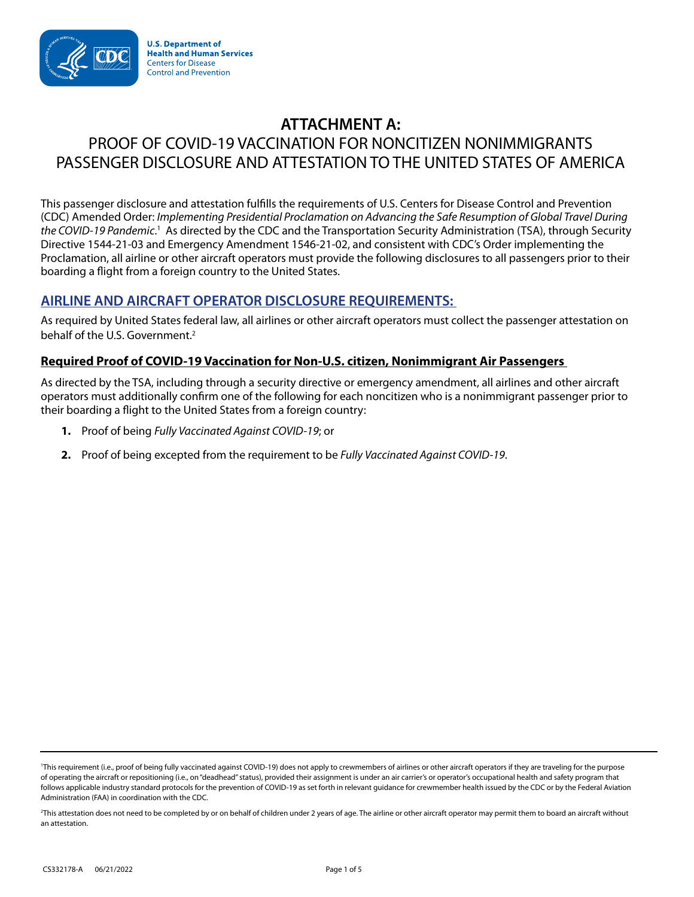U.S. Department of Health and Human Services
Centers for Disease Control and Prevention

# ATTACHMENT A:
# PROOF OF COVID-19 VACCINATION FOR NONCITIZEN NONIMMIGRANTS PASSENGER DISCLOSURE AND ATTESTATION TO THE UNITED STATES OF AMERICA

This passenger disclosure and attestation fulfills the requirements of U.S. Centers for Disease Control and Prevention (CDC) Amended Order: *Implementing Presidential Proclamation on Advancing the Safe Resumption of Global Travel During the COVID-19 Pandemic*.[1] As directed by the CDC and the Transportation Security Administration (TSA), through Security Directive 1544-21-03 and Emergency Amendment 1546-21-02, and consistent with CDC's Order implementing the Proclamation, all airline or other aircraft operators must provide the following disclosures to all passengers prior to their boarding a flight from a foreign country to the United States.

## AIRLINE AND AIRCRAFT OPERATOR DISCLOSURE REQUIREMENTS:

As required by United States federal law, all airlines or other aircraft operators must collect the passenger attestation on behalf of the U.S. Government.[2]

### Required Proof of COVID-19 Vaccination for Non-U.S. citizen, Nonimmigrant Air Passengers

As directed by the TSA, including through a security directive or emergency amendment, all airlines and other aircraft operators must additionally confirm one of the following for each noncitizen who is a nonimmigrant passenger prior to their boarding a flight to the United States from a foreign country:

1. Proof of being *Fully Vaccinated Against COVID-19*; or
2. Proof of being excepted from the requirement to be *Fully Vaccinated Against COVID-19*.

---

[1]This requirement (i.e., proof of being fully vaccinated against COVID-19) does not apply to crewmembers of airlines or other aircraft operators if they are traveling for the purpose of operating the aircraft or repositioning (i.e., on "deadhead" status), provided their assignment is under an air carrier's or operator's occupational health and safety program that follows applicable industry standard protocols for the prevention of COVID-19 as set forth in relevant guidance for crewmember health issued by the CDC or by the Federal Aviation Administration (FAA) in coordination with the CDC.

[2]This attestation does not need to be completed by or on behalf of children under 2 years of age. The airline or other aircraft operator may permit them to board an aircraft without an attestation.

CS332178-A 06/21/2022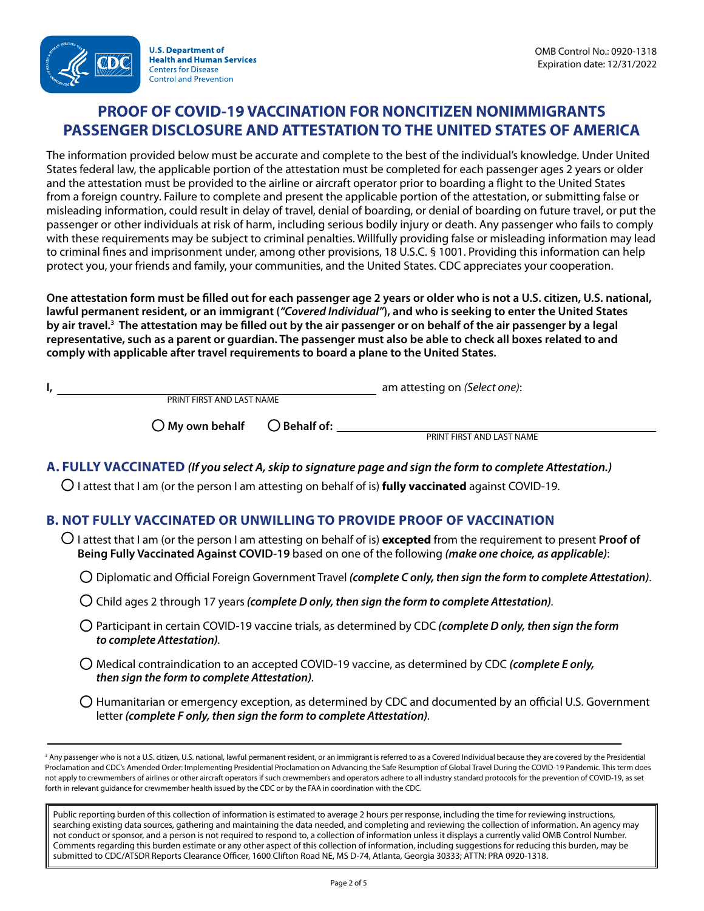U.S. Department of Health and Human Services
Centers for Disease Control and Prevention

OMB Control No.: 0920-1318
Expiration date: 12/31/2022

# PROOF OF COVID-19 VACCINATION FOR NONCITIZEN NONIMMIGRANTS PASSENGER DISCLOSURE AND ATTESTATION TO THE UNITED STATES OF AMERICA

The information provided below must be accurate and complete to the best of the individual's knowledge. Under United States federal law, the applicable portion of the attestation must be completed for each passenger ages 2 years or older and the attestation must be provided to the airline or aircraft operator prior to boarding a flight to the United States from a foreign country. Failure to complete and present the applicable portion of the attestation, or submitting false or misleading information, could result in delay of travel, denial of boarding, or denial of boarding on future travel, or put the passenger or other individuals at risk of harm, including serious bodily injury or death. Any passenger who fails to comply with these requirements may be subject to criminal penalties. Willfully providing false or misleading information may lead to criminal fines and imprisonment under, among other provisions, 18 U.S.C. § 1001. Providing this information can help protect you, your friends and family, your communities, and the United States. CDC appreciates your cooperation.

**One attestation form must be filled out for each passenger age 2 years or older who is not a U.S. citizen, U.S. national, lawful permanent resident, or an immigrant (*"Covered Individual"*), and who is seeking to enter the United States by air travel.[3] The attestation may be filled out by the air passenger or on behalf of the air passenger by a legal representative, such as a parent or guardian. The passenger must also be able to check all boxes related to and comply with applicable after travel requirements to board a plane to the United States.**

I, ______________________________ am attesting on *(Select one)*:
PRINT FIRST AND LAST NAME

○ **My own behalf** ○ **Behalf of:** ______________________________
PRINT FIRST AND LAST NAME

## A. FULLY VACCINATED *(If you select A, skip to signature page and sign the form to complete Attestation.)*

○ I attest that I am (or the person I am attesting on behalf of is) **fully vaccinated** against COVID-19.

## B. NOT FULLY VACCINATED OR UNWILLING TO PROVIDE PROOF OF VACCINATION

○ I attest that I am (or the person I am attesting on behalf of is) **excepted** from the requirement to present **Proof of Being Fully Vaccinated Against COVID-19** based on one of the following *(make one choice, as applicable)*:

- ○ Diplomatic and Official Foreign Government Travel ***(complete C only, then sign the form to complete Attestation)***.
- ○ Child ages 2 through 17 years ***(complete D only, then sign the form to complete Attestation)***.
- ○ Participant in certain COVID-19 vaccine trials, as determined by CDC ***(complete D only, then sign the form to complete Attestation)***.
- ○ Medical contraindication to an accepted COVID-19 vaccine, as determined by CDC ***(complete E only, then sign the form to complete Attestation)***.
- ○ Humanitarian or emergency exception, as determined by CDC and documented by an official U.S. Government letter ***(complete F only, then sign the form to complete Attestation)***.

---

[3] Any passenger who is not a U.S. citizen, U.S. national, lawful permanent resident, or an immigrant is referred to as a Covered Individual because they are covered by the Presidential Proclamation and CDC's Amended Order: Implementing Presidential Proclamation on Advancing the Safe Resumption of Global Travel During the COVID-19 Pandemic. This term does not apply to crewmembers of airlines or other aircraft operators if such crewmembers and operators adhere to all industry standard protocols for the prevention of COVID-19, as set forth in relevant guidance for crewmember health issued by the CDC or by the FAA in coordination with the CDC.

Public reporting burden of this collection of information is estimated to average 2 hours per response, including the time for reviewing instructions, searching existing data sources, gathering and maintaining the data needed, and completing and reviewing the collection of information. An agency may not conduct or sponsor, and a person is not required to respond to, a collection of information unless it displays a currently valid OMB Control Number. Comments regarding this burden estimate or any other aspect of this collection of information, including suggestions for reducing this burden, may be submitted to CDC/ATSDR Reports Clearance Officer, 1600 Clifton Road NE, MS D-74, Atlanta, Georgia 30333; ATTN: PRA 0920-1318.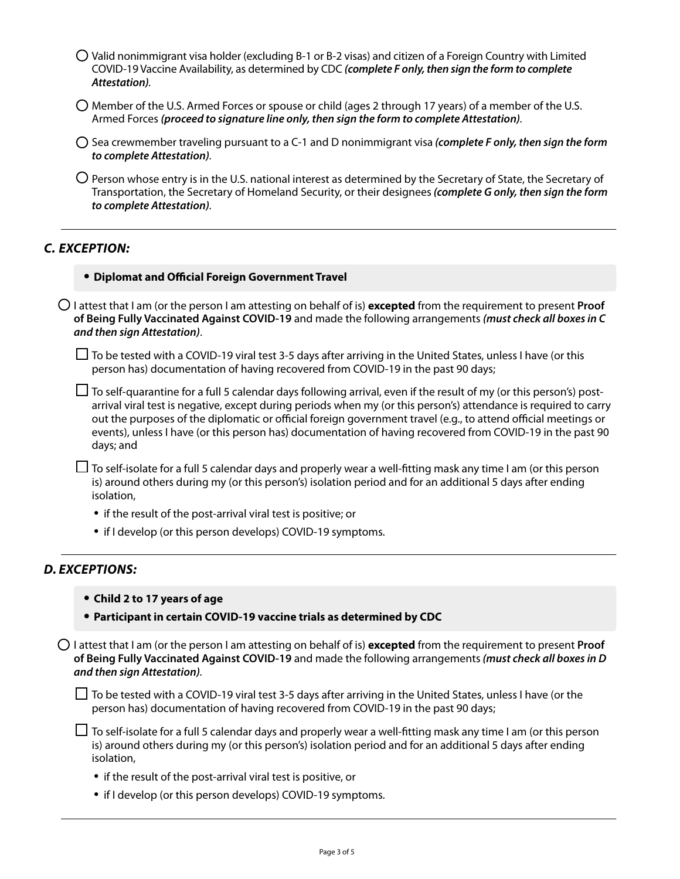- ○ Valid nonimmigrant visa holder (excluding B-1 or B-2 visas) and citizen of a Foreign Country with Limited COVID-19 Vaccine Availability, as determined by CDC ***(complete F only, then sign the form to complete Attestation)***.
- ○ Member of the U.S. Armed Forces or spouse or child (ages 2 through 17 years) of a member of the U.S. Armed Forces ***(proceed to signature line only, then sign the form to complete Attestation)***.
- ○ Sea crewmember traveling pursuant to a C-1 and D nonimmigrant visa ***(complete F only, then sign the form to complete Attestation)***.
- ○ Person whose entry is in the U.S. national interest as determined by the Secretary of State, the Secretary of Transportation, the Secretary of Homeland Security, or their designees ***(complete G only, then sign the form to complete Attestation)***.

---

## *C. EXCEPTION:*

- **Diplomat and Official Foreign Government Travel**

○ I attest that I am (or the person I am attesting on behalf of is) **excepted** from the requirement to present **Proof of Being Fully Vaccinated Against COVID-19** and made the following arrangements ***(must check all boxes in C and then sign Attestation)***.

- ☐ To be tested with a COVID-19 viral test 3-5 days after arriving in the United States, unless I have (or this person has) documentation of having recovered from COVID-19 in the past 90 days;
- ☐ To self-quarantine for a full 5 calendar days following arrival, even if the result of my (or this person's) post-arrival viral test is negative, except during periods when my (or this person's) attendance is required to carry out the purposes of the diplomatic or official foreign government travel (e.g., to attend official meetings or events), unless I have (or this person has) documentation of having recovered from COVID-19 in the past 90 days; and
- ☐ To self-isolate for a full 5 calendar days and properly wear a well-fitting mask any time I am (or this person is) around others during my (or this person's) isolation period and for an additional 5 days after ending isolation,
  - if the result of the post-arrival viral test is positive; or
  - if I develop (or this person develops) COVID-19 symptoms.

---

## *D. EXCEPTIONS:*

- **Child 2 to 17 years of age**
- **Participant in certain COVID-19 vaccine trials as determined by CDC**

○ I attest that I am (or the person I am attesting on behalf of is) **excepted** from the requirement to present **Proof of Being Fully Vaccinated Against COVID-19** and made the following arrangements ***(must check all boxes in D and then sign Attestation)***.

- ☐ To be tested with a COVID-19 viral test 3-5 days after arriving in the United States, unless I have (or the person has) documentation of having recovered from COVID-19 in the past 90 days;
- ☐ To self-isolate for a full 5 calendar days and properly wear a well-fitting mask any time I am (or this person is) around others during my (or this person's) isolation period and for an additional 5 days after ending isolation,
  - if the result of the post-arrival viral test is positive, or
  - if I develop (or this person develops) COVID-19 symptoms.

---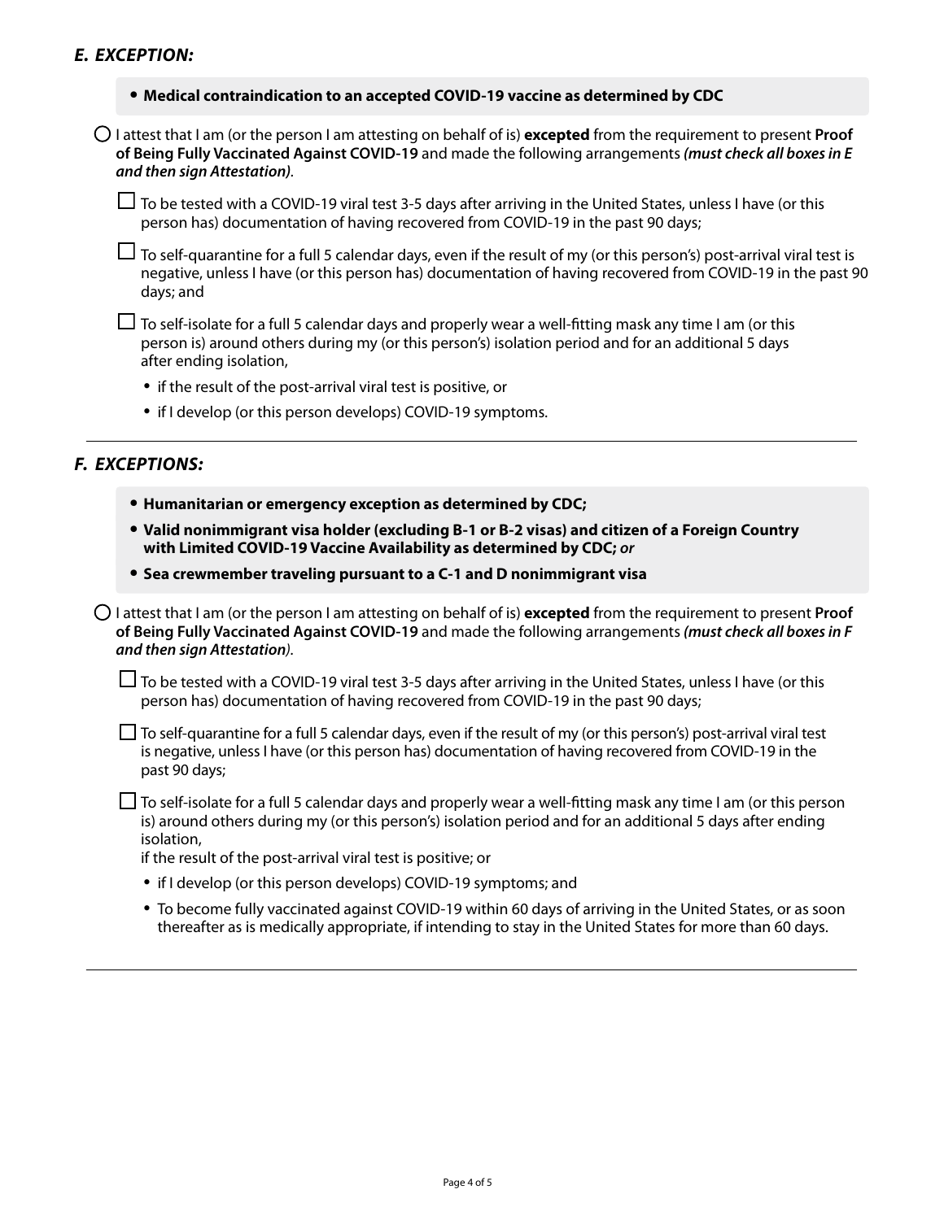## *E. EXCEPTION:*

- **Medical contraindication to an accepted COVID-19 vaccine as determined by CDC**

○ I attest that I am (or the person I am attesting on behalf of is) **excepted** from the requirement to present **Proof of Being Fully Vaccinated Against COVID-19** and made the following arrangements ***(must check all boxes in E and then sign Attestation)***.

☐ To be tested with a COVID-19 viral test 3-5 days after arriving in the United States, unless I have (or this person has) documentation of having recovered from COVID-19 in the past 90 days;

☐ To self-quarantine for a full 5 calendar days, even if the result of my (or this person's) post-arrival viral test is negative, unless I have (or this person has) documentation of having recovered from COVID-19 in the past 90 days; and

☐ To self-isolate for a full 5 calendar days and properly wear a well-fitting mask any time I am (or this person is) around others during my (or this person's) isolation period and for an additional 5 days after ending isolation,

- if the result of the post-arrival viral test is positive, or
- if I develop (or this person develops) COVID-19 symptoms.

---

## *F. EXCEPTIONS:*

- **Humanitarian or emergency exception as determined by CDC;**
- **Valid nonimmigrant visa holder (excluding B-1 or B-2 visas) and citizen of a Foreign Country with Limited COVID-19 Vaccine Availability as determined by CDC;** ***or***
- **Sea crewmember traveling pursuant to a C-1 and D nonimmigrant visa**

○ I attest that I am (or the person I am attesting on behalf of is) **excepted** from the requirement to present **Proof of Being Fully Vaccinated Against COVID-19** and made the following arrangements ***(must check all boxes in F and then sign Attestation)***.

☐ To be tested with a COVID-19 viral test 3-5 days after arriving in the United States, unless I have (or this person has) documentation of having recovered from COVID-19 in the past 90 days;

☐ To self-quarantine for a full 5 calendar days, even if the result of my (or this person's) post-arrival viral test is negative, unless I have (or this person has) documentation of having recovered from COVID-19 in the past 90 days;

☐ To self-isolate for a full 5 calendar days and properly wear a well-fitting mask any time I am (or this person is) around others during my (or this person's) isolation period and for an additional 5 days after ending isolation,

if the result of the post-arrival viral test is positive; or

- if I develop (or this person develops) COVID-19 symptoms; and
- To become fully vaccinated against COVID-19 within 60 days of arriving in the United States, or as soon thereafter as is medically appropriate, if intending to stay in the United States for more than 60 days.

---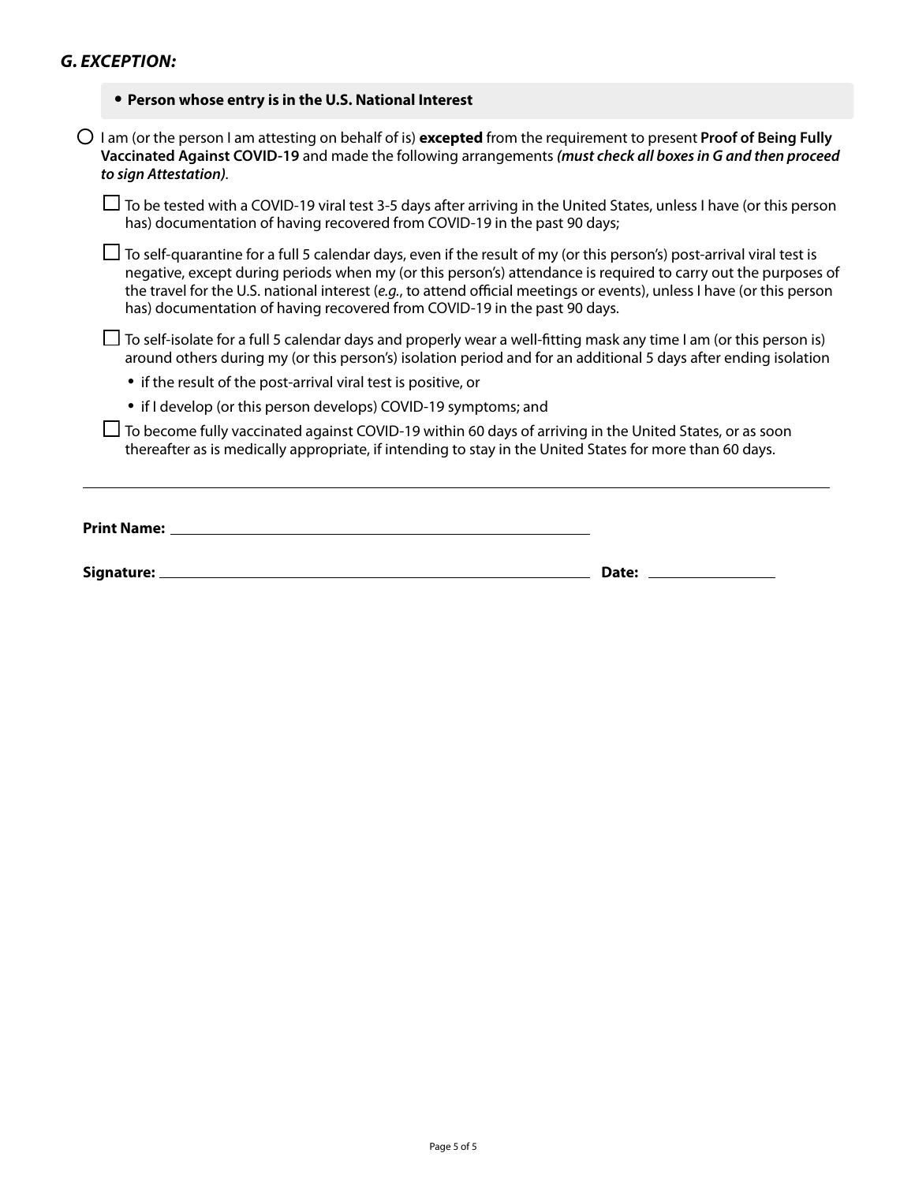## *G. EXCEPTION:*

- **Person whose entry is in the U.S. National Interest**

○ I am (or the person I am attesting on behalf of is) **excepted** from the requirement to present **Proof of Being Fully Vaccinated Against COVID-19** and made the following arrangements ***(must check all boxes in G and then proceed to sign Attestation)***.

☐ To be tested with a COVID-19 viral test 3-5 days after arriving in the United States, unless I have (or this person has) documentation of having recovered from COVID-19 in the past 90 days;

☐ To self-quarantine for a full 5 calendar days, even if the result of my (or this person's) post-arrival viral test is negative, except during periods when my (or this person's) attendance is required to carry out the purposes of the travel for the U.S. national interest (*e.g.*, to attend official meetings or events), unless I have (or this person has) documentation of having recovered from COVID-19 in the past 90 days.

☐ To self-isolate for a full 5 calendar days and properly wear a well-fitting mask any time I am (or this person is) around others during my (or this person's) isolation period and for an additional 5 days after ending isolation

- if the result of the post-arrival viral test is positive, or
- if I develop (or this person develops) COVID-19 symptoms; and

☐ To become fully vaccinated against COVID-19 within 60 days of arriving in the United States, or as soon thereafter as is medically appropriate, if intending to stay in the United States for more than 60 days.

---

**Print Name:** ______________________________

**Signature:** ______________________________ **Date:** ______________